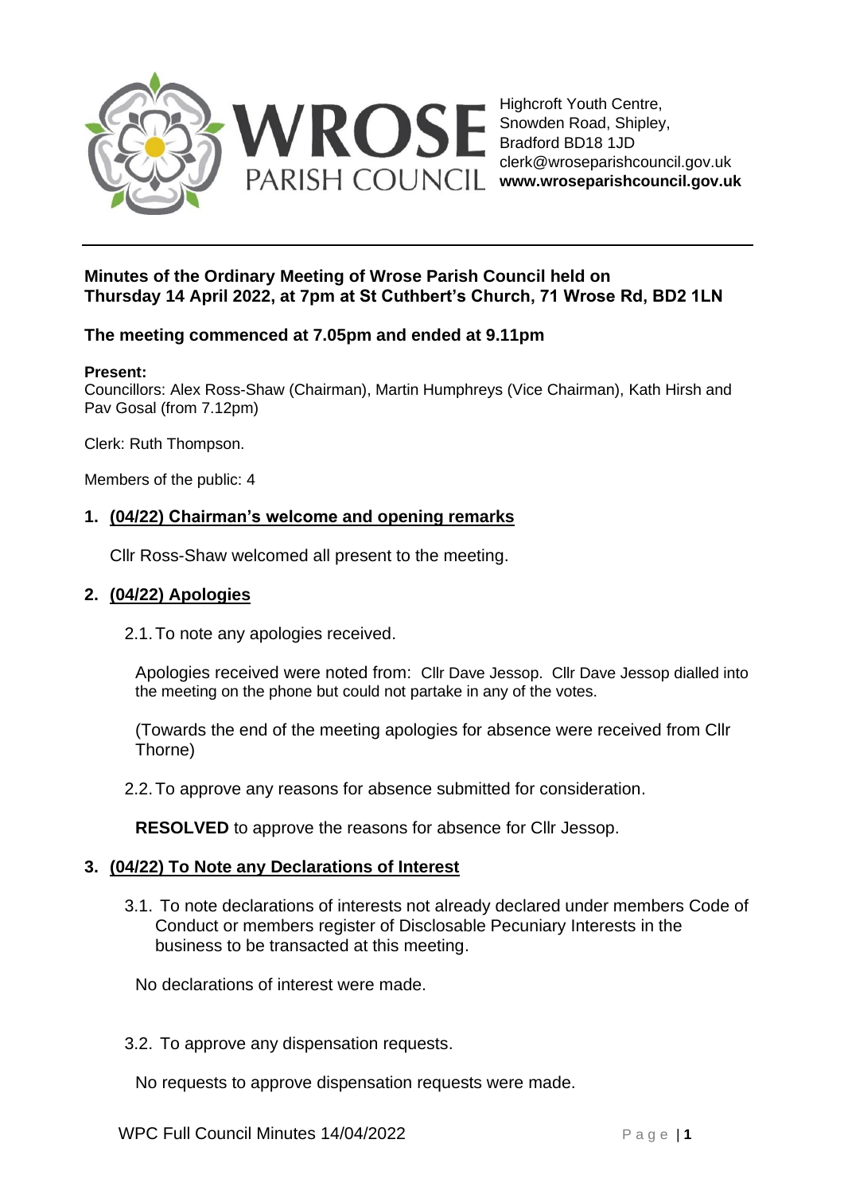# WROSE PARISH COUNCIL

Highcroft Youth Centre,
Snowden Road, Shipley,
Bradford BD18 1JD
clerk@wroseparishcouncil.gov.uk
**www.wroseparishcouncil.gov.uk**

---

**Minutes of the Ordinary Meeting of Wrose Parish Council held on Thursday 14 April 2022, at 7pm at St Cuthbert's Church, 71 Wrose Rd, BD2 1LN**

**The meeting commenced at 7.05pm and ended at 9.11pm**

**Present:**
Councillors: Alex Ross-Shaw (Chairman), Martin Humphreys (Vice Chairman), Kath Hirsh and Pav Gosal (from 7.12pm)

Clerk: Ruth Thompson.

Members of the public: 4

## 1. (04/22) Chairman's welcome and opening remarks

Cllr Ross-Shaw welcomed all present to the meeting.

## 2. (04/22) Apologies

2.1. To note any apologies received.

Apologies received were noted from: Cllr Dave Jessop. Cllr Dave Jessop dialled into the meeting on the phone but could not partake in any of the votes.

(Towards the end of the meeting apologies for absence were received from Cllr Thorne)

2.2. To approve any reasons for absence submitted for consideration.

**RESOLVED** to approve the reasons for absence for Cllr Jessop.

## 3. (04/22) To Note any Declarations of Interest

3.1. To note declarations of interests not already declared under members Code of Conduct or members register of Disclosable Pecuniary Interests in the business to be transacted at this meeting.

No declarations of interest were made.

3.2. To approve any dispensation requests.

No requests to approve dispensation requests were made.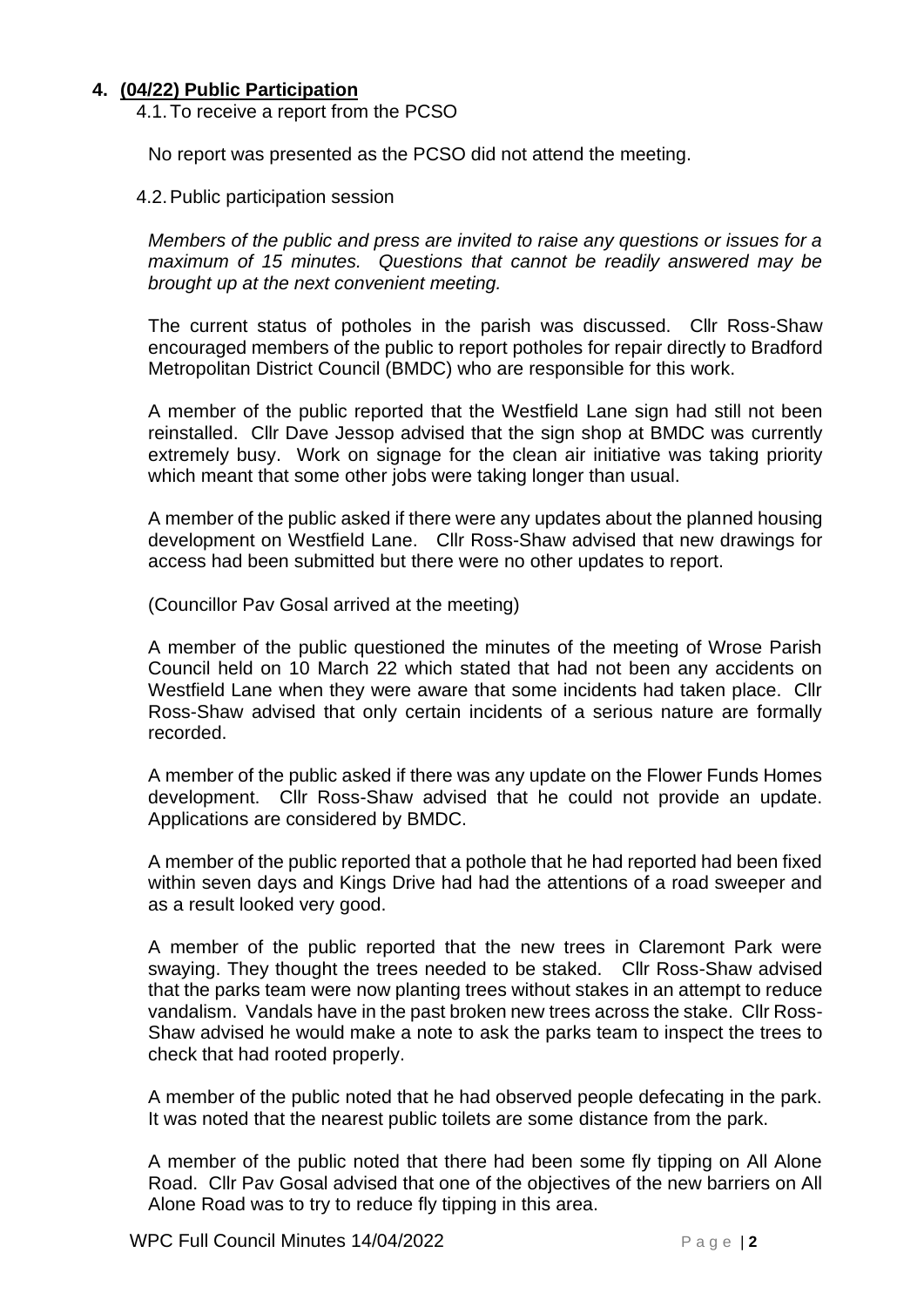## 4. (04/22) Public Participation

4.1. To receive a report from the PCSO

No report was presented as the PCSO did not attend the meeting.

4.2. Public participation session

*Members of the public and press are invited to raise any questions or issues for a maximum of 15 minutes. Questions that cannot be readily answered may be brought up at the next convenient meeting.*

The current status of potholes in the parish was discussed. Cllr Ross-Shaw encouraged members of the public to report potholes for repair directly to Bradford Metropolitan District Council (BMDC) who are responsible for this work.

A member of the public reported that the Westfield Lane sign had still not been reinstalled. Cllr Dave Jessop advised that the sign shop at BMDC was currently extremely busy. Work on signage for the clean air initiative was taking priority which meant that some other jobs were taking longer than usual.

A member of the public asked if there were any updates about the planned housing development on Westfield Lane. Cllr Ross-Shaw advised that new drawings for access had been submitted but there were no other updates to report.

(Councillor Pav Gosal arrived at the meeting)

A member of the public questioned the minutes of the meeting of Wrose Parish Council held on 10 March 22 which stated that had not been any accidents on Westfield Lane when they were aware that some incidents had taken place. Cllr Ross-Shaw advised that only certain incidents of a serious nature are formally recorded.

A member of the public asked if there was any update on the Flower Funds Homes development. Cllr Ross-Shaw advised that he could not provide an update. Applications are considered by BMDC.

A member of the public reported that a pothole that he had reported had been fixed within seven days and Kings Drive had had the attentions of a road sweeper and as a result looked very good.

A member of the public reported that the new trees in Claremont Park were swaying. They thought the trees needed to be staked. Cllr Ross-Shaw advised that the parks team were now planting trees without stakes in an attempt to reduce vandalism. Vandals have in the past broken new trees across the stake. Cllr Ross-Shaw advised he would make a note to ask the parks team to inspect the trees to check that had rooted properly.

A member of the public noted that he had observed people defecating in the park. It was noted that the nearest public toilets are some distance from the park.

A member of the public noted that there had been some fly tipping on All Alone Road. Cllr Pav Gosal advised that one of the objectives of the new barriers on All Alone Road was to try to reduce fly tipping in this area.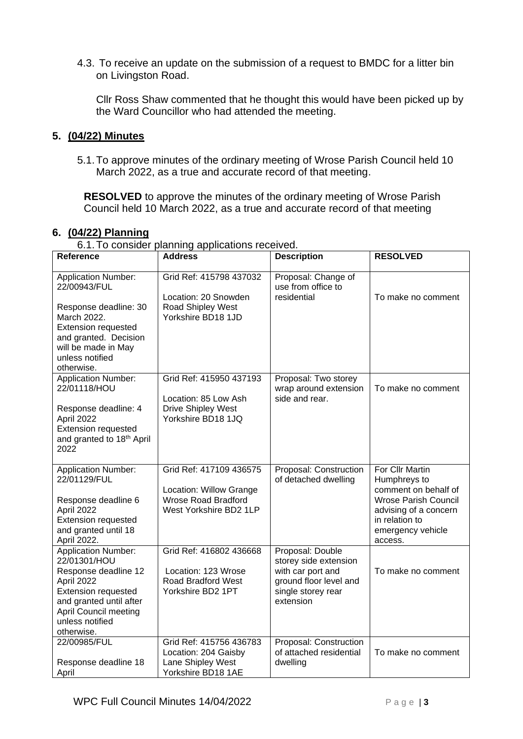4.3. To receive an update on the submission of a request to BMDC for a litter bin on Livingston Road.

Cllr Ross Shaw commented that he thought this would have been picked up by the Ward Councillor who had attended the meeting.

## 5. (04/22) Minutes

5.1. To approve minutes of the ordinary meeting of Wrose Parish Council held 10 March 2022, as a true and accurate record of that meeting.

**RESOLVED** to approve the minutes of the ordinary meeting of Wrose Parish Council held 10 March 2022, as a true and accurate record of that meeting

## 6. (04/22) Planning

6.1. To consider planning applications received.

| Reference | Address | Description | RESOLVED |
|---|---|---|---|
| Application Number: 22/00943/FUL<br><br>Response deadline: 30 March 2022. Extension requested and granted. Decision will be made in May unless notified otherwise. | Grid Ref: 415798 437032<br><br>Location: 20 Snowden Road Shipley West Yorkshire BD18 1JD | Proposal: Change of use from office to residential | To make no comment |
| Application Number: 22/01118/HOU<br><br>Response deadline: 4 April 2022 Extension requested and granted to 18th April 2022 | Grid Ref: 415950 437193<br><br>Location: 85 Low Ash Drive Shipley West Yorkshire BD18 1JQ | Proposal: Two storey wrap around extension side and rear. | To make no comment |
| Application Number: 22/01129/FUL<br><br>Response deadline 6 April 2022 Extension requested and granted until 18 April 2022. | Grid Ref: 417109 436575<br><br>Location: Willow Grange Wrose Road Bradford West Yorkshire BD2 1LP | Proposal: Construction of detached dwelling | For Cllr Martin Humphreys to comment on behalf of Wrose Parish Council advising of a concern in relation to emergency vehicle access. |
| Application Number: 22/01301/HOU<br>Response deadline 12 April 2022 Extension requested and granted until after April Council meeting unless notified otherwise. | Grid Ref: 416802 436668<br><br>Location: 123 Wrose Road Bradford West Yorkshire BD2 1PT | Proposal: Double storey side extension with car port and ground floor level and single storey rear extension | To make no comment |
| 22/00985/FUL<br><br>Response deadline 18 April | Grid Ref: 415756 436783<br>Location: 204 Gaisby Lane Shipley West Yorkshire BD18 1AE | Proposal: Construction of attached residential dwelling | To make no comment |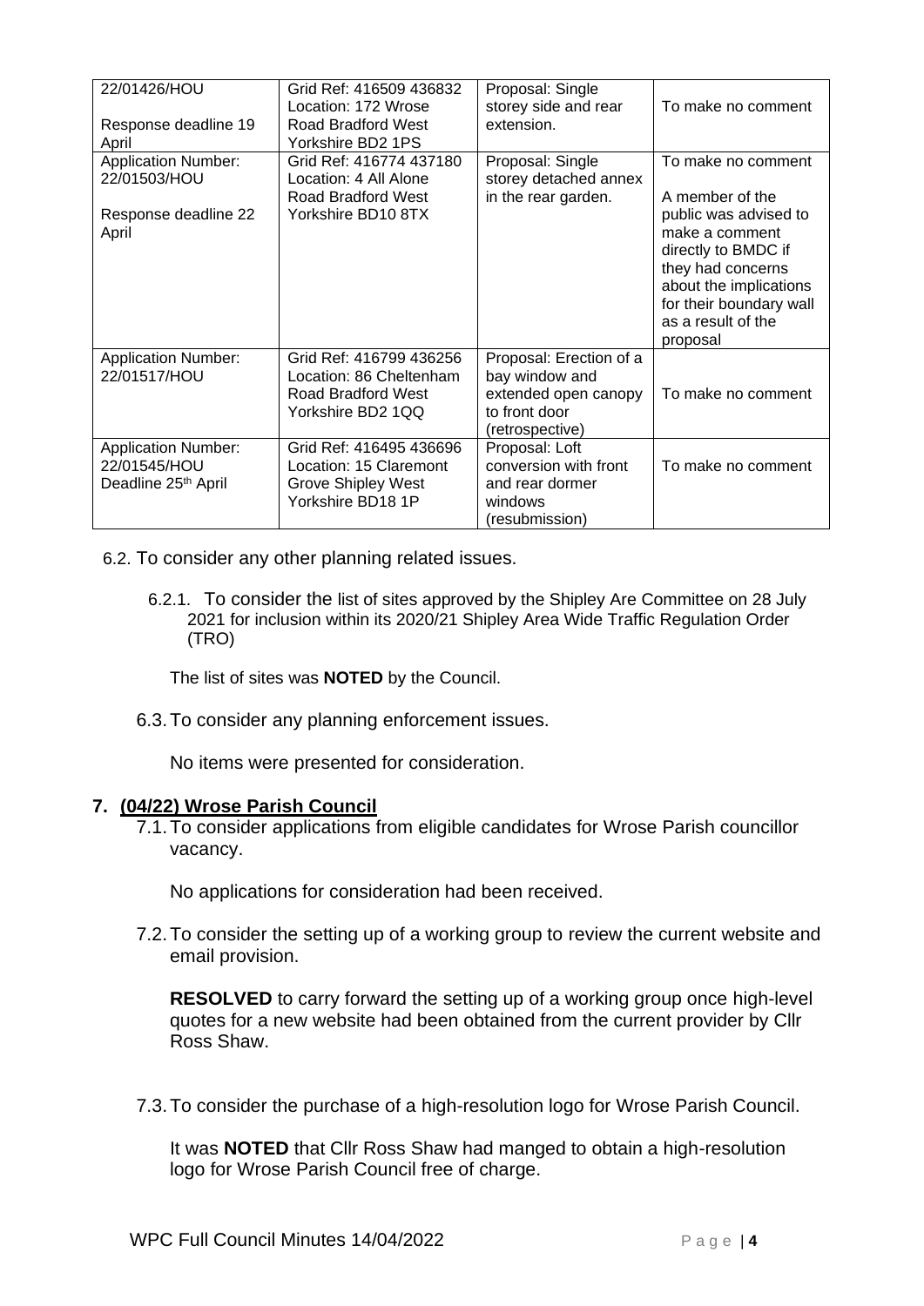| 22/01426/HOU<br><br>Response deadline 19 April | Grid Ref: 416509 436832<br>Location: 172 Wrose Road Bradford West Yorkshire BD2 1PS | Proposal: Single storey side and rear extension. | To make no comment |
|---|---|---|---|
| Application Number: 22/01503/HOU<br><br>Response deadline 22 April | Grid Ref: 416774 437180<br>Location: 4 All Alone Road Bradford West Yorkshire BD10 8TX | Proposal: Single storey detached annex in the rear garden. | To make no comment<br><br>A member of the public was advised to make a comment directly to BMDC if they had concerns about the implications for their boundary wall as a result of the proposal |
| Application Number: 22/01517/HOU | Grid Ref: 416799 436256<br>Location: 86 Cheltenham Road Bradford West Yorkshire BD2 1QQ | Proposal: Erection of a bay window and extended open canopy to front door (retrospective) | To make no comment |
| Application Number: 22/01545/HOU<br>Deadline 25th April | Grid Ref: 416495 436696<br>Location: 15 Claremont Grove Shipley West Yorkshire BD18 1P | Proposal: Loft conversion with front and rear dormer windows (resubmission) | To make no comment |

6.2. To consider any other planning related issues.

6.2.1. To consider the list of sites approved by the Shipley Are Committee on 28 July 2021 for inclusion within its 2020/21 Shipley Area Wide Traffic Regulation Order (TRO)

The list of sites was **NOTED** by the Council.

6.3. To consider any planning enforcement issues.

No items were presented for consideration.

## 7. (04/22) Wrose Parish Council

7.1. To consider applications from eligible candidates for Wrose Parish councillor vacancy.

No applications for consideration had been received.

7.2. To consider the setting up of a working group to review the current website and email provision.

**RESOLVED** to carry forward the setting up of a working group once high-level quotes for a new website had been obtained from the current provider by Cllr Ross Shaw.

7.3. To consider the purchase of a high-resolution logo for Wrose Parish Council.

It was **NOTED** that Cllr Ross Shaw had manged to obtain a high-resolution logo for Wrose Parish Council free of charge.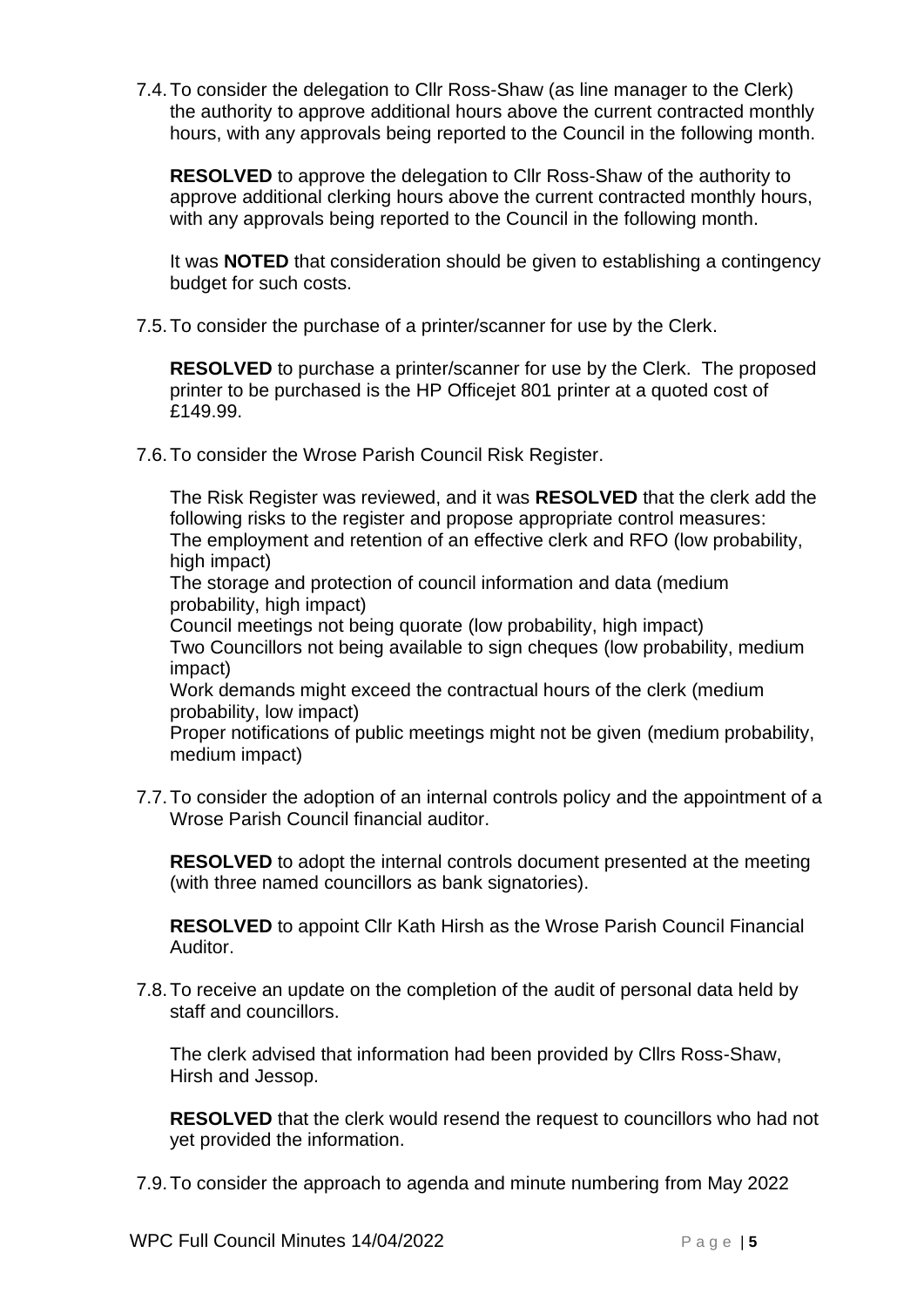7.4. To consider the delegation to Cllr Ross-Shaw (as line manager to the Clerk) the authority to approve additional hours above the current contracted monthly hours, with any approvals being reported to the Council in the following month.

**RESOLVED** to approve the delegation to Cllr Ross-Shaw of the authority to approve additional clerking hours above the current contracted monthly hours, with any approvals being reported to the Council in the following month.

It was **NOTED** that consideration should be given to establishing a contingency budget for such costs.

7.5. To consider the purchase of a printer/scanner for use by the Clerk.

**RESOLVED** to purchase a printer/scanner for use by the Clerk. The proposed printer to be purchased is the HP Officejet 801 printer at a quoted cost of £149.99.

7.6. To consider the Wrose Parish Council Risk Register.

The Risk Register was reviewed, and it was **RESOLVED** that the clerk add the following risks to the register and propose appropriate control measures:
The employment and retention of an effective clerk and RFO (low probability, high impact)
The storage and protection of council information and data (medium probability, high impact)
Council meetings not being quorate (low probability, high impact)
Two Councillors not being available to sign cheques (low probability, medium impact)
Work demands might exceed the contractual hours of the clerk (medium probability, low impact)
Proper notifications of public meetings might not be given (medium probability, medium impact)

7.7. To consider the adoption of an internal controls policy and the appointment of a Wrose Parish Council financial auditor.

**RESOLVED** to adopt the internal controls document presented at the meeting (with three named councillors as bank signatories).

**RESOLVED** to appoint Cllr Kath Hirsh as the Wrose Parish Council Financial Auditor.

7.8. To receive an update on the completion of the audit of personal data held by staff and councillors.

The clerk advised that information had been provided by Cllrs Ross-Shaw, Hirsh and Jessop.

**RESOLVED** that the clerk would resend the request to councillors who had not yet provided the information.

7.9. To consider the approach to agenda and minute numbering from May 2022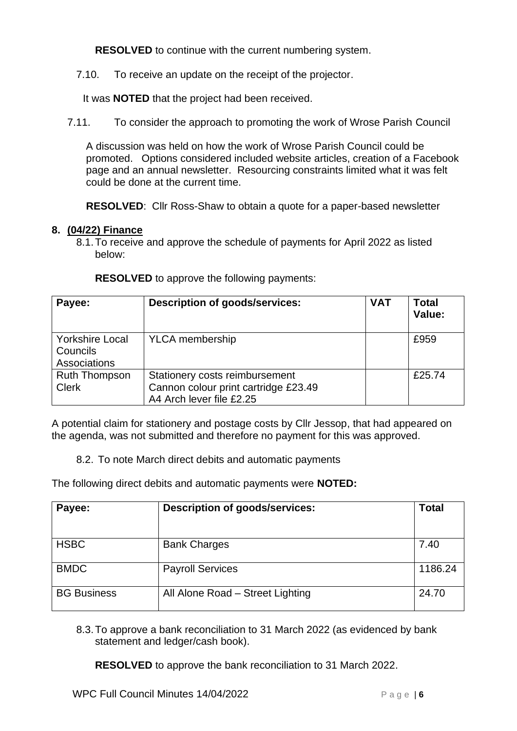**RESOLVED** to continue with the current numbering system.

7.10. To receive an update on the receipt of the projector.

It was **NOTED** that the project had been received.

7.11. To consider the approach to promoting the work of Wrose Parish Council

A discussion was held on how the work of Wrose Parish Council could be promoted. Options considered included website articles, creation of a Facebook page and an annual newsletter. Resourcing constraints limited what it was felt could be done at the current time.

**RESOLVED**: Cllr Ross-Shaw to obtain a quote for a paper-based newsletter

**8. (04/22) Finance**

8.1. To receive and approve the schedule of payments for April 2022 as listed below:

**RESOLVED** to approve the following payments:

| **Payee:** | **Description of goods/services:** | **VAT** | **Total Value:** |
|---|---|---|---|
| Yorkshire Local Councils Associations | YLCA membership | | £959 |
| Ruth Thompson Clerk | Stationery costs reimbursement<br>Cannon colour print cartridge £23.49<br>A4 Arch lever file £2.25 | | £25.74 |

A potential claim for stationery and postage costs by Cllr Jessop, that had appeared on the agenda, was not submitted and therefore no payment for this was approved.

8.2. To note March direct debits and automatic payments

The following direct debits and automatic payments were **NOTED:**

| **Payee:** | **Description of goods/services:** | **Total** |
|---|---|---|
| HSBC | Bank Charges | 7.40 |
| BMDC | Payroll Services | 1186.24 |
| BG Business | All Alone Road – Street Lighting | 24.70 |

8.3. To approve a bank reconciliation to 31 March 2022 (as evidenced by bank statement and ledger/cash book).

**RESOLVED** to approve the bank reconciliation to 31 March 2022.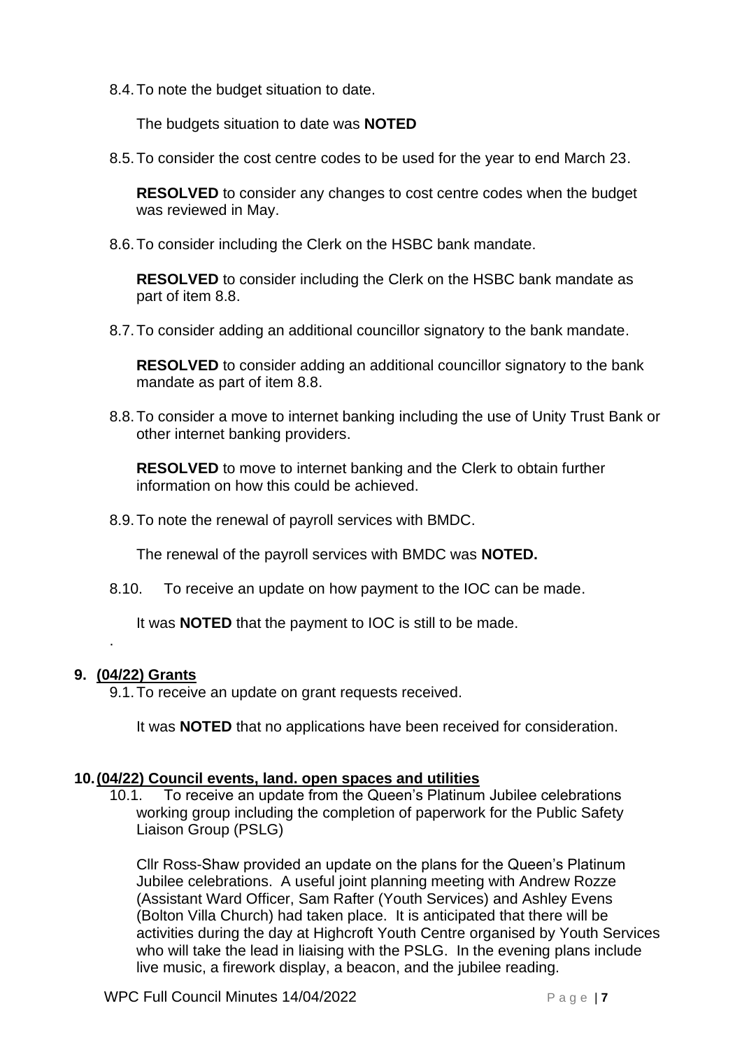8.4. To note the budget situation to date.

The budgets situation to date was **NOTED**

8.5. To consider the cost centre codes to be used for the year to end March 23.

**RESOLVED** to consider any changes to cost centre codes when the budget was reviewed in May.

8.6. To consider including the Clerk on the HSBC bank mandate.

**RESOLVED** to consider including the Clerk on the HSBC bank mandate as part of item 8.8.

8.7. To consider adding an additional councillor signatory to the bank mandate.

**RESOLVED** to consider adding an additional councillor signatory to the bank mandate as part of item 8.8.

8.8. To consider a move to internet banking including the use of Unity Trust Bank or other internet banking providers.

**RESOLVED** to move to internet banking and the Clerk to obtain further information on how this could be achieved.

8.9. To note the renewal of payroll services with BMDC.

The renewal of the payroll services with BMDC was **NOTED.**

8.10. To receive an update on how payment to the IOC can be made.

It was **NOTED** that the payment to IOC is still to be made.

.

## 9. (04/22) Grants

9.1. To receive an update on grant requests received.

It was **NOTED** that no applications have been received for consideration.

## 10. (04/22) Council events, land. open spaces and utilities

10.1. To receive an update from the Queen's Platinum Jubilee celebrations working group including the completion of paperwork for the Public Safety Liaison Group (PSLG)

Cllr Ross-Shaw provided an update on the plans for the Queen's Platinum Jubilee celebrations. A useful joint planning meeting with Andrew Rozze (Assistant Ward Officer, Sam Rafter (Youth Services) and Ashley Evens (Bolton Villa Church) had taken place. It is anticipated that there will be activities during the day at Highcroft Youth Centre organised by Youth Services who will take the lead in liaising with the PSLG. In the evening plans include live music, a firework display, a beacon, and the jubilee reading.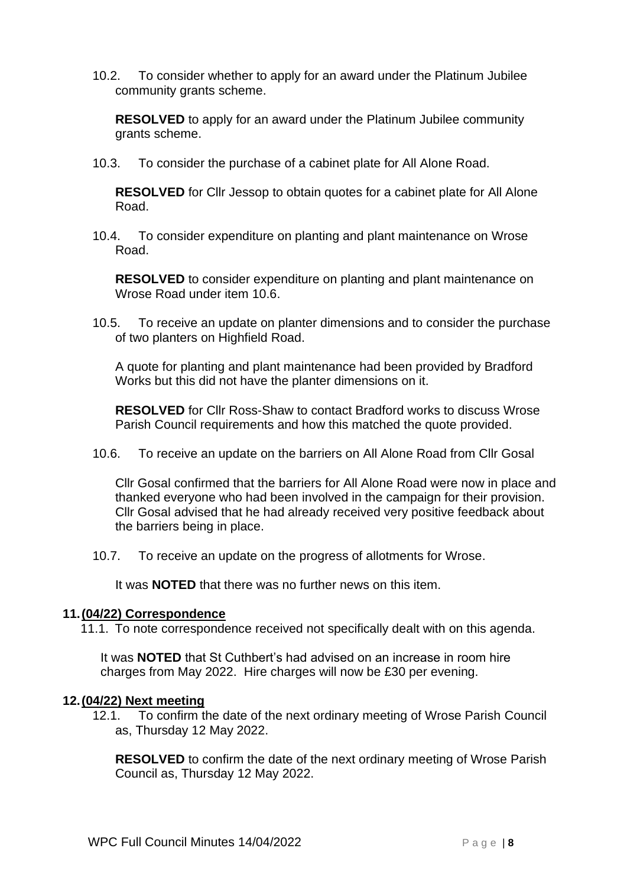10.2. To consider whether to apply for an award under the Platinum Jubilee community grants scheme.

**RESOLVED** to apply for an award under the Platinum Jubilee community grants scheme.

10.3. To consider the purchase of a cabinet plate for All Alone Road.

**RESOLVED** for Cllr Jessop to obtain quotes for a cabinet plate for All Alone Road.

10.4. To consider expenditure on planting and plant maintenance on Wrose Road.

**RESOLVED** to consider expenditure on planting and plant maintenance on Wrose Road under item 10.6.

10.5. To receive an update on planter dimensions and to consider the purchase of two planters on Highfield Road.

A quote for planting and plant maintenance had been provided by Bradford Works but this did not have the planter dimensions on it.

**RESOLVED** for Cllr Ross-Shaw to contact Bradford works to discuss Wrose Parish Council requirements and how this matched the quote provided.

10.6. To receive an update on the barriers on All Alone Road from Cllr Gosal

Cllr Gosal confirmed that the barriers for All Alone Road were now in place and thanked everyone who had been involved in the campaign for their provision. Cllr Gosal advised that he had already received very positive feedback about the barriers being in place.

10.7. To receive an update on the progress of allotments for Wrose.

It was **NOTED** that there was no further news on this item.

## 11. (04/22) Correspondence

11.1. To note correspondence received not specifically dealt with on this agenda.

It was **NOTED** that St Cuthbert's had advised on an increase in room hire charges from May 2022. Hire charges will now be £30 per evening.

## 12. (04/22) Next meeting

12.1. To confirm the date of the next ordinary meeting of Wrose Parish Council as, Thursday 12 May 2022.

**RESOLVED** to confirm the date of the next ordinary meeting of Wrose Parish Council as, Thursday 12 May 2022.